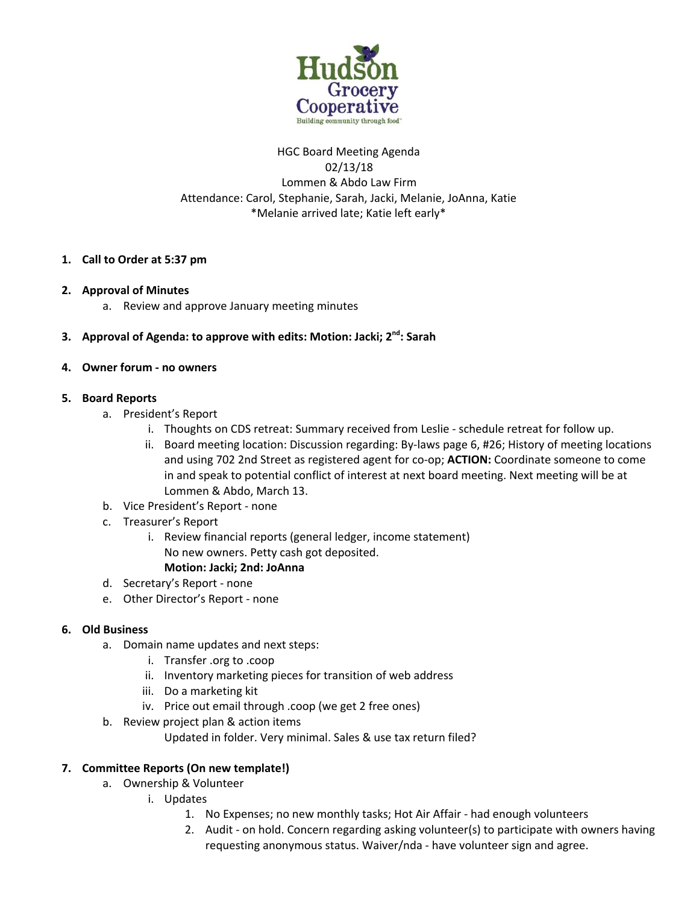Hudson Grocery Cooperative

Building community through food™

HGC Board Meeting Agenda
02/13/18
Lommen & Abdo Law Firm
Attendance: Carol, Stephanie, Sarah, Jacki, Melanie, JoAnna, Katie
*Melanie arrived late; Katie left early*

1. **Call to Order at 5:37 pm**

2. **Approval of Minutes**
   a. Review and approve January meeting minutes

3. **Approval of Agenda: to approve with edits: Motion: Jacki; 2nd: Sarah**

4. **Owner forum - no owners**

5. **Board Reports**
   a. President's Report
      i. Thoughts on CDS retreat: Summary received from Leslie - schedule retreat for follow up.
      ii. Board meeting location: Discussion regarding: By-laws page 6, #26; History of meeting locations and using 702 2nd Street as registered agent for co-op; **ACTION:** Coordinate someone to come in and speak to potential conflict of interest at next board meeting. Next meeting will be at Lommen & Abdo, March 13.
   b. Vice President's Report - none
   c. Treasurer's Report
      i. Review financial reports (general ledger, income statement)
      No new owners. Petty cash got deposited.
      **Motion: Jacki; 2nd: JoAnna**
   d. Secretary's Report - none
   e. Other Director's Report - none

6. **Old Business**
   a. Domain name updates and next steps:
      i. Transfer .org to .coop
      ii. Inventory marketing pieces for transition of web address
      iii. Do a marketing kit
      iv. Price out email through .coop (we get 2 free ones)
   b. Review project plan & action items
      Updated in folder. Very minimal. Sales & use tax return filed?

7. **Committee Reports (On new template!)**
   a. Ownership & Volunteer
      i. Updates
         1. No Expenses; no new monthly tasks; Hot Air Affair - had enough volunteers
         2. Audit - on hold. Concern regarding asking volunteer(s) to participate with owners having requesting anonymous status. Waiver/nda - have volunteer sign and agree.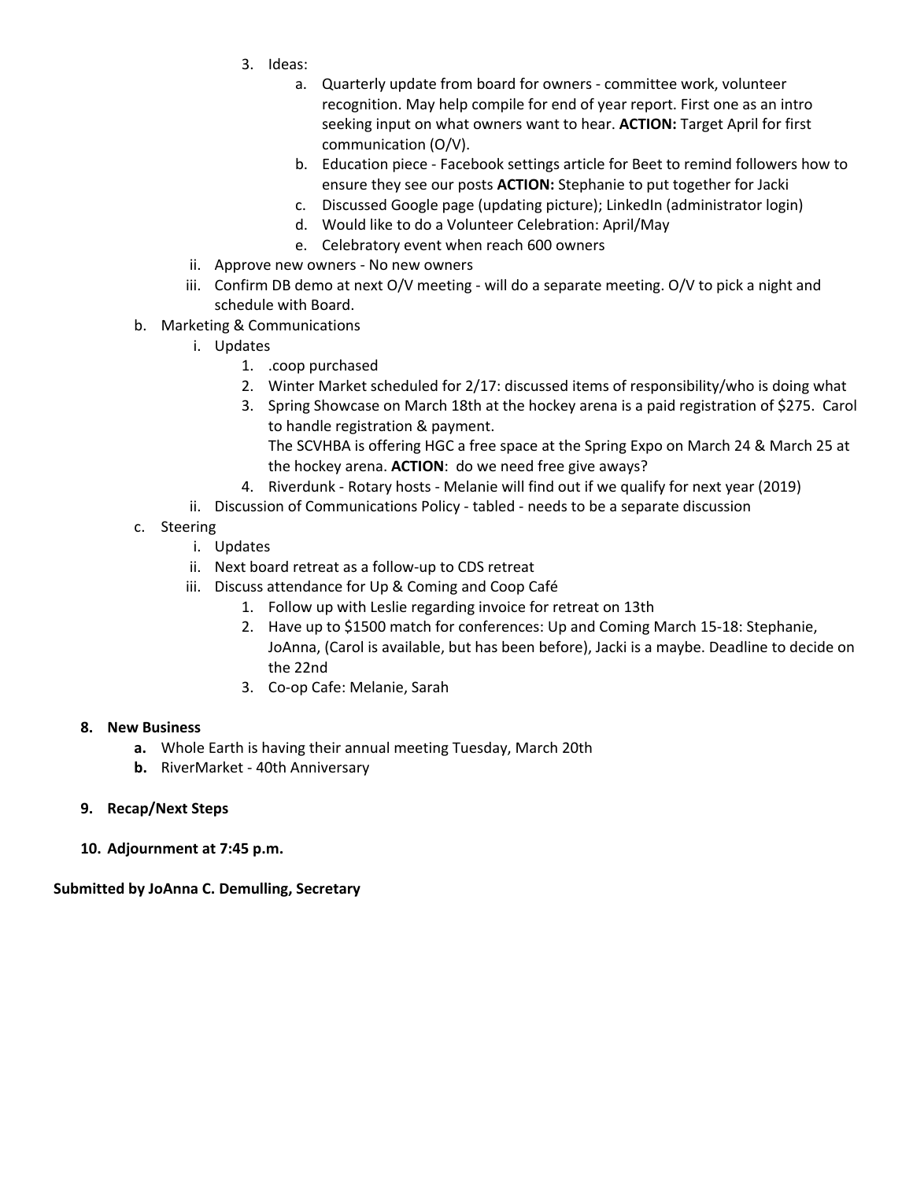3. Ideas:
    a. Quarterly update from board for owners - committee work, volunteer recognition. May help compile for end of year report. First one as an intro seeking input on what owners want to hear. **ACTION:** Target April for first communication (O/V).
    b. Education piece - Facebook settings article for Beet to remind followers how to ensure they see our posts **ACTION:** Stephanie to put together for Jacki
    c. Discussed Google page (updating picture); LinkedIn (administrator login)
    d. Would like to do a Volunteer Celebration: April/May
    e. Celebratory event when reach 600 owners

ii. Approve new owners - No new owners

iii. Confirm DB demo at next O/V meeting - will do a separate meeting. O/V to pick a night and schedule with Board.

b. Marketing & Communications

i. Updates
1. .coop purchased
2. Winter Market scheduled for 2/17: discussed items of responsibility/who is doing what
3. Spring Showcase on March 18th at the hockey arena is a paid registration of $275. Carol to handle registration & payment.
   The SCVHBA is offering HGC a free space at the Spring Expo on March 24 & March 25 at the hockey arena. **ACTION**: do we need free give aways?
4. Riverdunk - Rotary hosts - Melanie will find out if we qualify for next year (2019)

ii. Discussion of Communications Policy - tabled - needs to be a separate discussion

c. Steering

i. Updates

ii. Next board retreat as a follow-up to CDS retreat

iii. Discuss attendance for Up & Coming and Coop Café
1. Follow up with Leslie regarding invoice for retreat on 13th
2. Have up to $1500 match for conferences: Up and Coming March 15-18: Stephanie, JoAnna, (Carol is available, but has been before), Jacki is a maybe. Deadline to decide on the 22nd
3. Co-op Cafe: Melanie, Sarah

**8. New Business**

**a.** Whole Earth is having their annual meeting Tuesday, March 20th

**b.** RiverMarket - 40th Anniversary

**9. Recap/Next Steps**

**10. Adjournment at 7:45 p.m.**

**Submitted by JoAnna C. Demulling, Secretary**